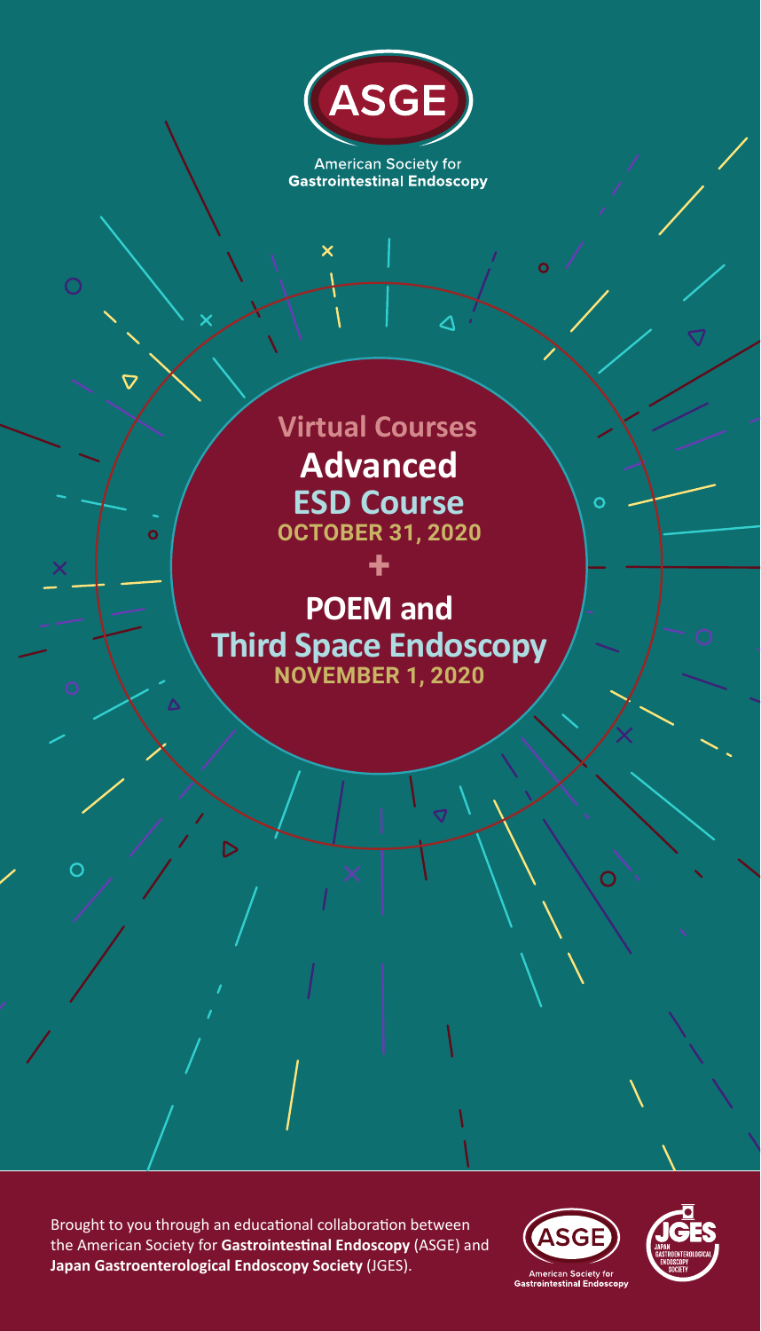ASGE

American Society for **Gastrointestinal Endoscopy**

Virtual Courses

# Advanced ESD Course

**OCTOBER 31, 2020**

+

# POEM and Third Space Endoscopy

**NOVEMBER 1, 2020**

Brought to you through an educational collaboration between the American Society for **Gastrointestinal Endoscopy** (ASGE) and **Japan Gastroenterological Endoscopy Society** (JGES).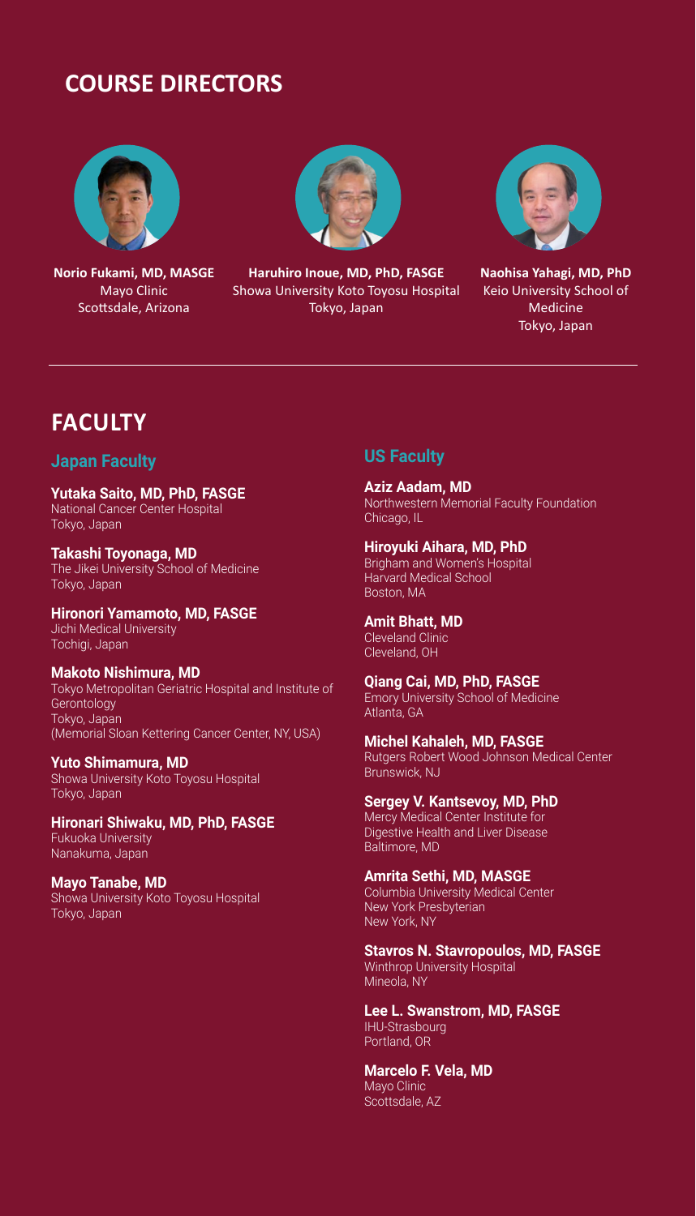## COURSE DIRECTORS

**Norio Fukami, MD, MASGE**
Mayo Clinic
Scottsdale, Arizona

**Haruhiro Inoue, MD, PhD, FASGE**
Showa University Koto Toyosu Hospital
Tokyo, Japan

**Naohisa Yahagi, MD, PhD**
Keio University School of Medicine
Tokyo, Japan

---

## FACULTY

### Japan Faculty

**Yutaka Saito, MD, PhD, FASGE**
National Cancer Center Hospital
Tokyo, Japan

**Takashi Toyonaga, MD**
The Jikei University School of Medicine
Tokyo, Japan

**Hironori Yamamoto, MD, FASGE**
Jichi Medical University
Tochigi, Japan

**Makoto Nishimura, MD**
Tokyo Metropolitan Geriatric Hospital and Institute of Gerontology
Tokyo, Japan
(Memorial Sloan Kettering Cancer Center, NY, USA)

**Yuto Shimamura, MD**
Showa University Koto Toyosu Hospital
Tokyo, Japan

**Hironari Shiwaku, MD, PhD, FASGE**
Fukuoka University
Nanakuma, Japan

**Mayo Tanabe, MD**
Showa University Koto Toyosu Hospital
Tokyo, Japan

### US Faculty

**Aziz Aadam, MD**
Northwestern Memorial Faculty Foundation
Chicago, IL

**Hiroyuki Aihara, MD, PhD**
Brigham and Women's Hospital
Harvard Medical School
Boston, MA

**Amit Bhatt, MD**
Cleveland Clinic
Cleveland, OH

**Qiang Cai, MD, PhD, FASGE**
Emory University School of Medicine
Atlanta, GA

**Michel Kahaleh, MD, FASGE**
Rutgers Robert Wood Johnson Medical Center
Brunswick, NJ

**Sergey V. Kantsevoy, MD, PhD**
Mercy Medical Center Institute for Digestive Health and Liver Disease
Baltimore, MD

**Amrita Sethi, MD, MASGE**
Columbia University Medical Center
New York Presbyterian
New York, NY

**Stavros N. Stavropoulos, MD, FASGE**
Winthrop University Hospital
Mineola, NY

**Lee L. Swanstrom, MD, FASGE**
IHU-Strasbourg
Portland, OR

**Marcelo F. Vela, MD**
Mayo Clinic
Scottsdale, AZ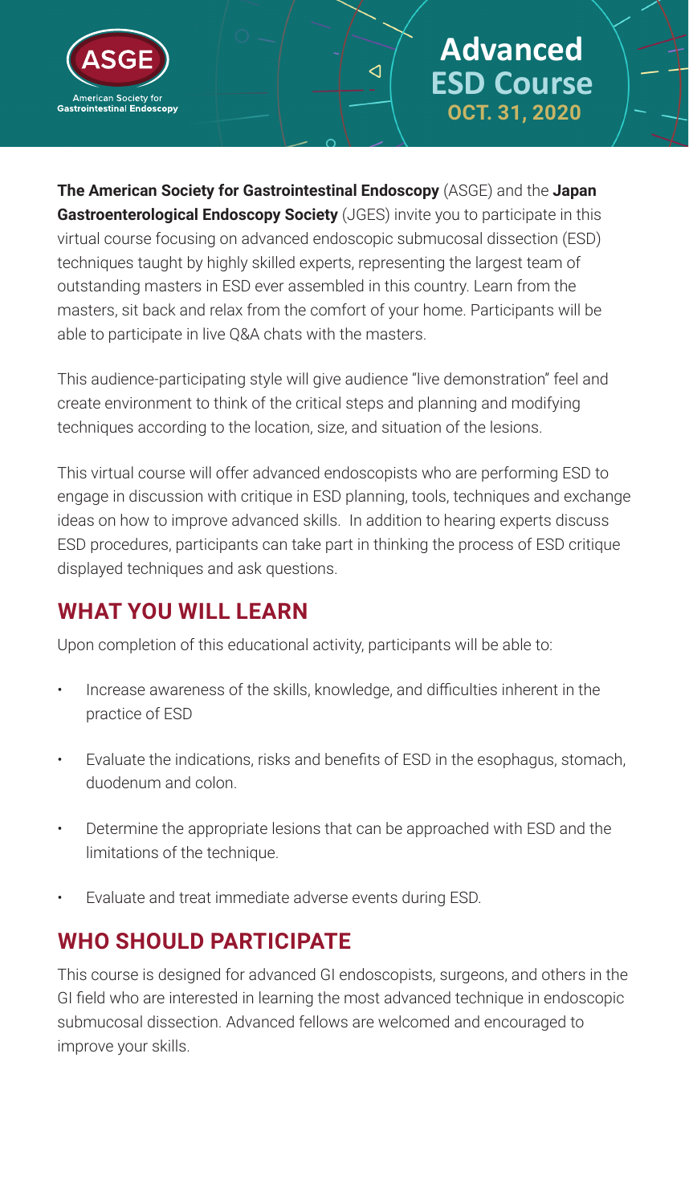ASGE
American Society for Gastrointestinal Endoscopy

# Advanced ESD Course
**OCT. 31, 2020**

**The American Society for Gastrointestinal Endoscopy** (ASGE) and the **Japan Gastroenterological Endoscopy Society** (JGES) invite you to participate in this virtual course focusing on advanced endoscopic submucosal dissection (ESD) techniques taught by highly skilled experts, representing the largest team of outstanding masters in ESD ever assembled in this country. Learn from the masters, sit back and relax from the comfort of your home. Participants will be able to participate in live Q&A chats with the masters.

This audience-participating style will give audience "live demonstration" feel and create environment to think of the critical steps and planning and modifying techniques according to the location, size, and situation of the lesions.

This virtual course will offer advanced endoscopists who are performing ESD to engage in discussion with critique in ESD planning, tools, techniques and exchange ideas on how to improve advanced skills. In addition to hearing experts discuss ESD procedures, participants can take part in thinking the process of ESD critique displayed techniques and ask questions.

## WHAT YOU WILL LEARN

Upon completion of this educational activity, participants will be able to:

- Increase awareness of the skills, knowledge, and difficulties inherent in the practice of ESD
- Evaluate the indications, risks and benefits of ESD in the esophagus, stomach, duodenum and colon.
- Determine the appropriate lesions that can be approached with ESD and the limitations of the technique.
- Evaluate and treat immediate adverse events during ESD.

## WHO SHOULD PARTICIPATE

This course is designed for advanced GI endoscopists, surgeons, and others in the GI field who are interested in learning the most advanced technique in endoscopic submucosal dissection. Advanced fellows are welcomed and encouraged to improve your skills.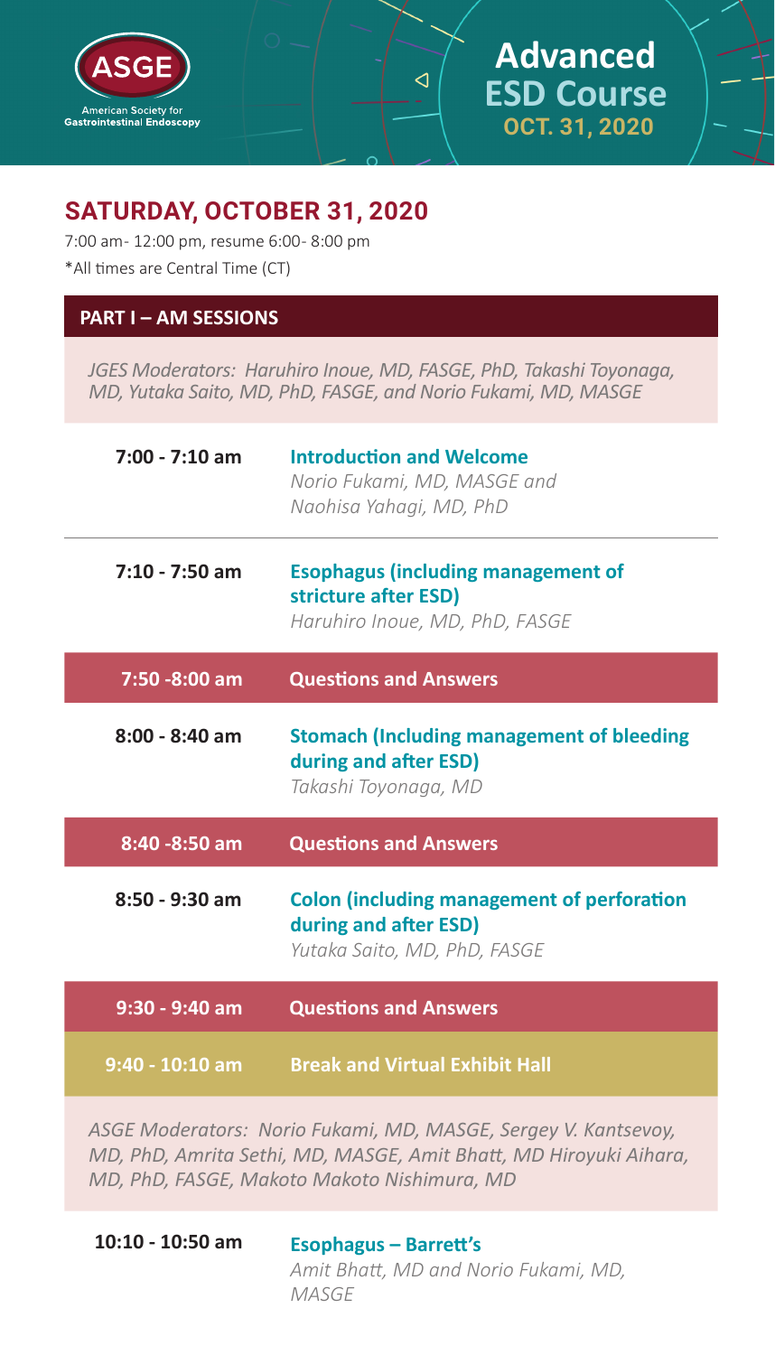ASGE American Society for Gastrointestinal Endoscopy

# Advanced ESD Course

**OCT. 31, 2020**

## SATURDAY, OCTOBER 31, 2020

7:00 am- 12:00 pm, resume 6:00- 8:00 pm

*All times are Central Time (CT)

### PART I – AM SESSIONS

*JGES Moderators: Haruhiro Inoue, MD, FASGE, PhD, Takashi Toyonaga, MD, Yutaka Saito, MD, PhD, FASGE, and Norio Fukami, MD, MASGE*

| Time | Session |
|---|---|
| 7:00 - 7:10 am | **Introduction and Welcome**<br>*Norio Fukami, MD, MASGE and Naohisa Yahagi, MD, PhD* |
| 7:10 - 7:50 am | **Esophagus (including management of stricture after ESD)**<br>*Haruhiro Inoue, MD, PhD, FASGE* |
| 7:50 -8:00 am | **Questions and Answers** |
| 8:00 - 8:40 am | **Stomach (Including management of bleeding during and after ESD)**<br>*Takashi Toyonaga, MD* |
| 8:40 -8:50 am | **Questions and Answers** |
| 8:50 - 9:30 am | **Colon (including management of perforation during and after ESD)**<br>*Yutaka Saito, MD, PhD, FASGE* |
| 9:30 - 9:40 am | **Questions and Answers** |
| 9:40 - 10:10 am | **Break and Virtual Exhibit Hall** |

*ASGE Moderators: Norio Fukami, MD, MASGE, Sergey V. Kantsevoy, MD, PhD, Amrita Sethi, MD, MASGE, Amit Bhatt, MD Hiroyuki Aihara, MD, PhD, FASGE, Makoto Makoto Nishimura, MD*

| Time | Session |
|---|---|
| 10:10 - 10:50 am | **Esophagus – Barrett's**<br>*Amit Bhatt, MD and Norio Fukami, MD, MASGE* |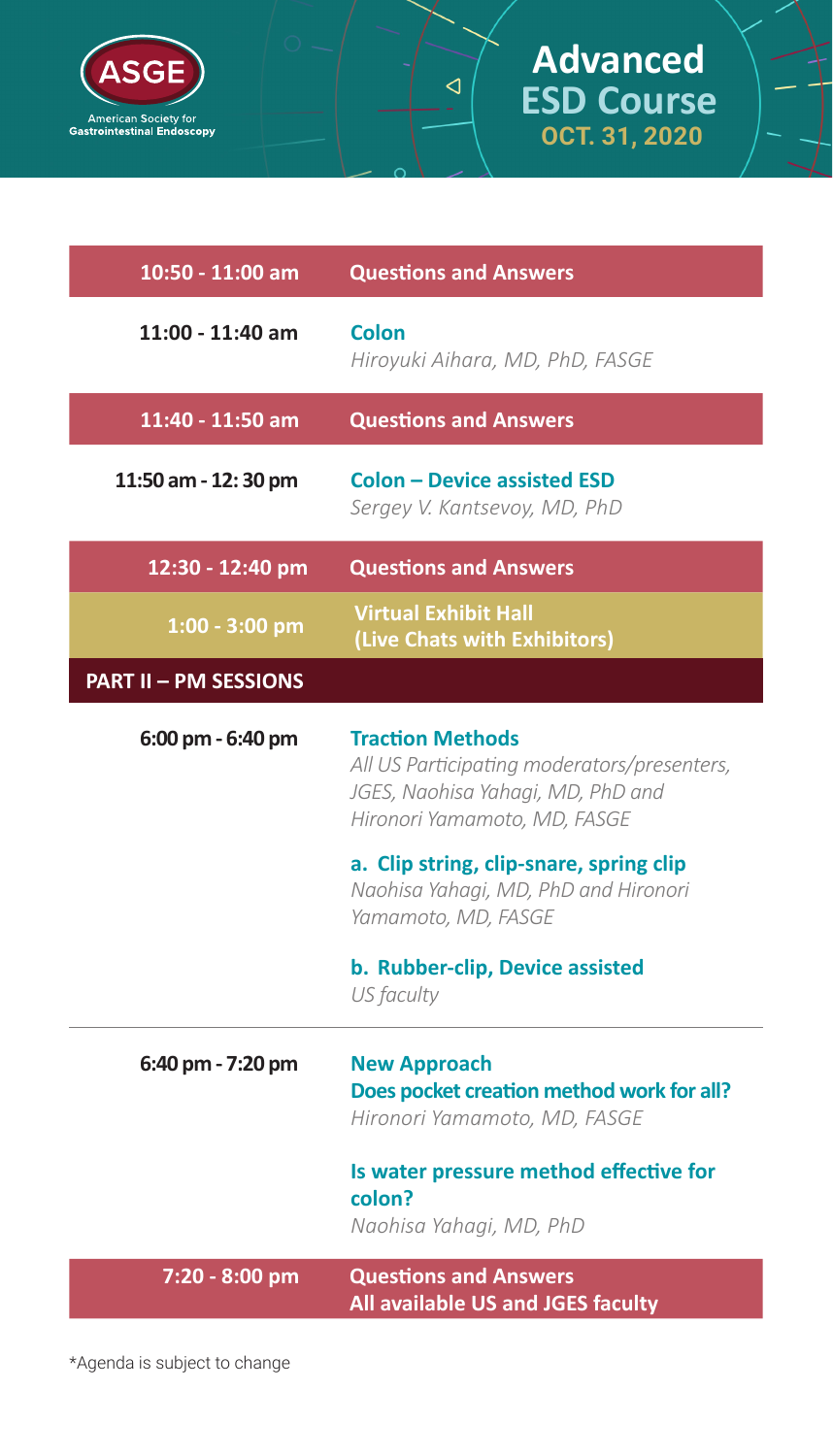**ASGE**
American Society for Gastrointestinal Endoscopy

# Advanced ESD Course
## OCT. 31, 2020

| | |
|---|---|
| **10:50 - 11:00 am** | **Questions and Answers** |
| **11:00 - 11:40 am** | **Colon**<br>*Hiroyuki Aihara, MD, PhD, FASGE* |
| **11:40 - 11:50 am** | **Questions and Answers** |
| **11:50 am - 12: 30 pm** | **Colon – Device assisted ESD**<br>*Sergey V. Kantsevoy, MD, PhD* |
| **12:30 - 12:40 pm** | **Questions and Answers** |
| **1:00 - 3:00 pm** | **Virtual Exhibit Hall (Live Chats with Exhibitors)** |
| **PART II – PM SESSIONS** | |
| **6:00 pm - 6:40 pm** | **Traction Methods**<br>*All US Participating moderators/presenters, JGES, Naohisa Yahagi, MD, PhD and Hironori Yamamoto, MD, FASGE*<br><br>**a. Clip string, clip-snare, spring clip**<br>*Naohisa Yahagi, MD, PhD and Hironori Yamamoto, MD, FASGE*<br><br>**b. Rubber-clip, Device assisted**<br>*US faculty* |
| **6:40 pm - 7:20 pm** | **New Approach**<br>**Does pocket creation method work for all?**<br>*Hironori Yamamoto, MD, FASGE*<br><br>**Is water pressure method effective for colon?**<br>*Naohisa Yahagi, MD, PhD* |
| **7:20 - 8:00 pm** | **Questions and Answers**<br>**All available US and JGES faculty** |

*Agenda is subject to change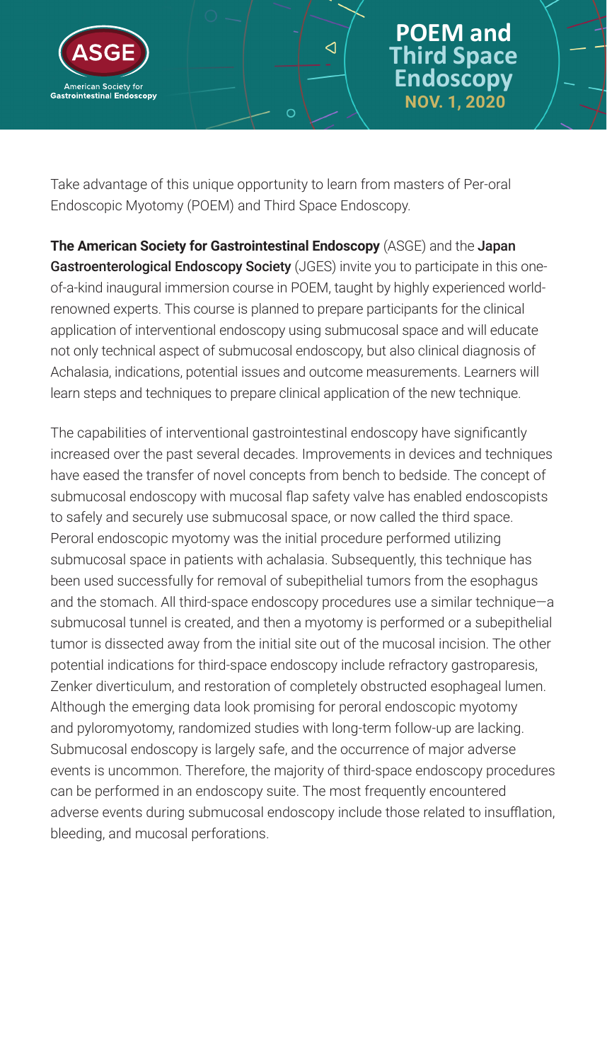# POEM and Third Space Endoscopy

**NOV. 1, 2020**

Take advantage of this unique opportunity to learn from masters of Per-oral Endoscopic Myotomy (POEM) and Third Space Endoscopy.

**The American Society for Gastrointestinal Endoscopy** (ASGE) and the **Japan Gastroenterological Endoscopy Society** (JGES) invite you to participate in this one-of-a-kind inaugural immersion course in POEM, taught by highly experienced world-renowned experts. This course is planned to prepare participants for the clinical application of interventional endoscopy using submucosal space and will educate not only technical aspect of submucosal endoscopy, but also clinical diagnosis of Achalasia, indications, potential issues and outcome measurements. Learners will learn steps and techniques to prepare clinical application of the new technique.

The capabilities of interventional gastrointestinal endoscopy have significantly increased over the past several decades. Improvements in devices and techniques have eased the transfer of novel concepts from bench to bedside. The concept of submucosal endoscopy with mucosal flap safety valve has enabled endoscopists to safely and securely use submucosal space, or now called the third space. Peroral endoscopic myotomy was the initial procedure performed utilizing submucosal space in patients with achalasia. Subsequently, this technique has been used successfully for removal of subepithelial tumors from the esophagus and the stomach. All third-space endoscopy procedures use a similar technique—a submucosal tunnel is created, and then a myotomy is performed or a subepithelial tumor is dissected away from the initial site out of the mucosal incision. The other potential indications for third-space endoscopy include refractory gastroparesis, Zenker diverticulum, and restoration of completely obstructed esophageal lumen. Although the emerging data look promising for peroral endoscopic myotomy and pyloromyotomy, randomized studies with long-term follow-up are lacking. Submucosal endoscopy is largely safe, and the occurrence of major adverse events is uncommon. Therefore, the majority of third-space endoscopy procedures can be performed in an endoscopy suite. The most frequently encountered adverse events during submucosal endoscopy include those related to insufflation, bleeding, and mucosal perforations.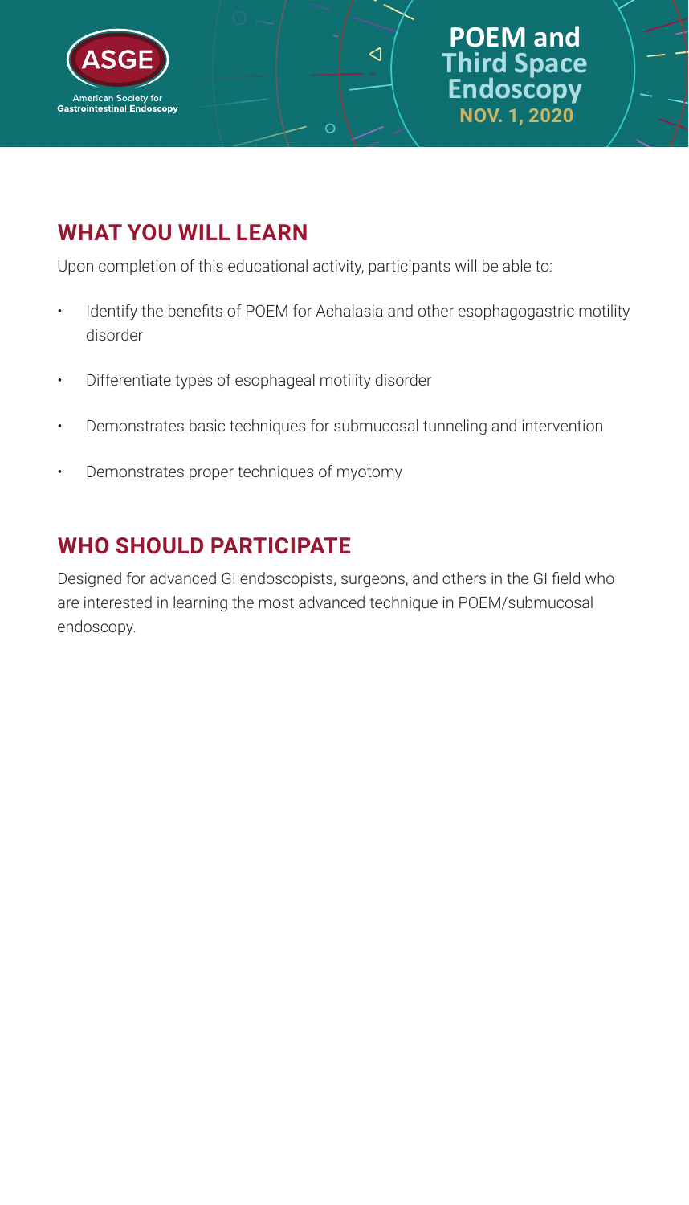ASGE

American Society for Gastrointestinal Endoscopy

# POEM and Third Space Endoscopy

**NOV. 1, 2020**

## WHAT YOU WILL LEARN

Upon completion of this educational activity, participants will be able to:

- Identify the benefits of POEM for Achalasia and other esophagogastric motility disorder
- Differentiate types of esophageal motility disorder
- Demonstrates basic techniques for submucosal tunneling and intervention
- Demonstrates proper techniques of myotomy

## WHO SHOULD PARTICIPATE

Designed for advanced GI endoscopists, surgeons, and others in the GI field who are interested in learning the most advanced technique in POEM/submucosal endoscopy.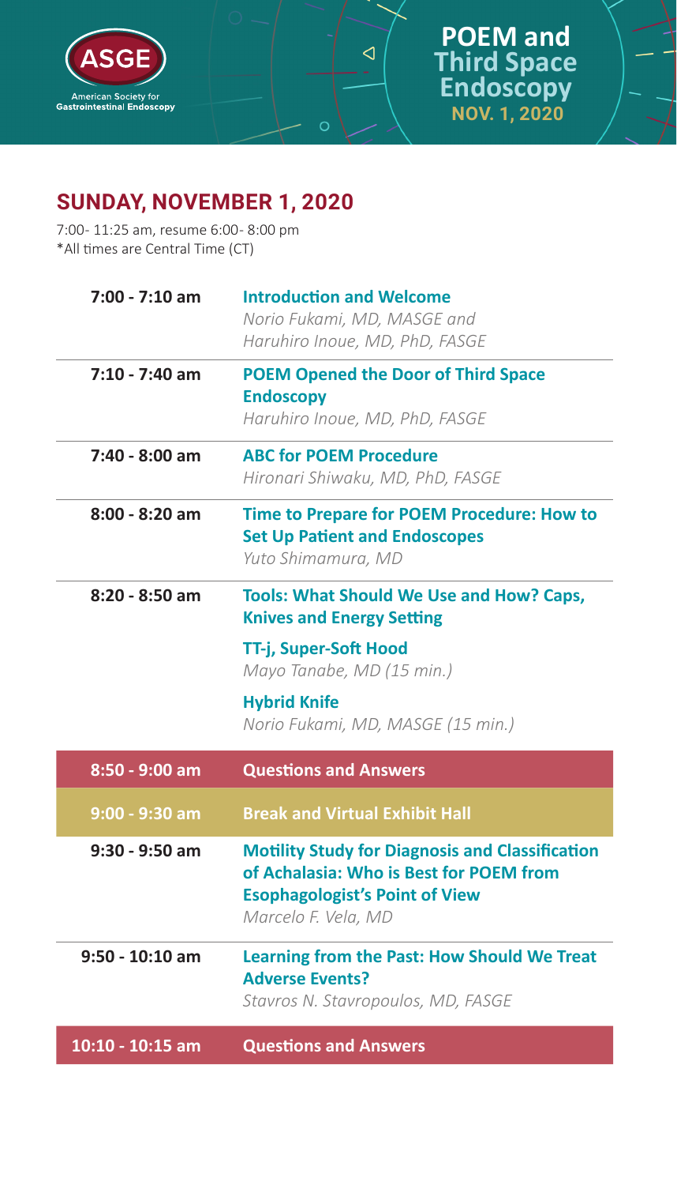ASGE
American Society for Gastrointestinal Endoscopy

**POEM and Third Space Endoscopy**
**NOV. 1, 2020**

## SUNDAY, NOVEMBER 1, 2020

7:00- 11:25 am, resume 6:00- 8:00 pm
*All times are Central Time (CT)

| | |
|---|---|
| **7:00 - 7:10 am** | **Introduction and Welcome**<br>*Norio Fukami, MD, MASGE and Haruhiro Inoue, MD, PhD, FASGE* |
| **7:10 - 7:40 am** | **POEM Opened the Door of Third Space Endoscopy**<br>*Haruhiro Inoue, MD, PhD, FASGE* |
| **7:40 - 8:00 am** | **ABC for POEM Procedure**<br>*Hironari Shiwaku, MD, PhD, FASGE* |
| **8:00 - 8:20 am** | **Time to Prepare for POEM Procedure: How to Set Up Patient and Endoscopes**<br>*Yuto Shimamura, MD* |
| **8:20 - 8:50 am** | **Tools: What Should We Use and How? Caps, Knives and Energy Setting**<br>**TT-j, Super-Soft Hood**<br>*Mayo Tanabe, MD (15 min.)*<br>**Hybrid Knife**<br>*Norio Fukami, MD, MASGE (15 min.)* |
| **8:50 - 9:00 am** | **Questions and Answers** |
| **9:00 - 9:30 am** | **Break and Virtual Exhibit Hall** |
| **9:30 - 9:50 am** | **Motility Study for Diagnosis and Classification of Achalasia: Who is Best for POEM from Esophagologist's Point of View**<br>*Marcelo F. Vela, MD* |
| **9:50 - 10:10 am** | **Learning from the Past: How Should We Treat Adverse Events?**<br>*Stavros N. Stavropoulos, MD, FASGE* |
| **10:10 - 10:15 am** | **Questions and Answers** |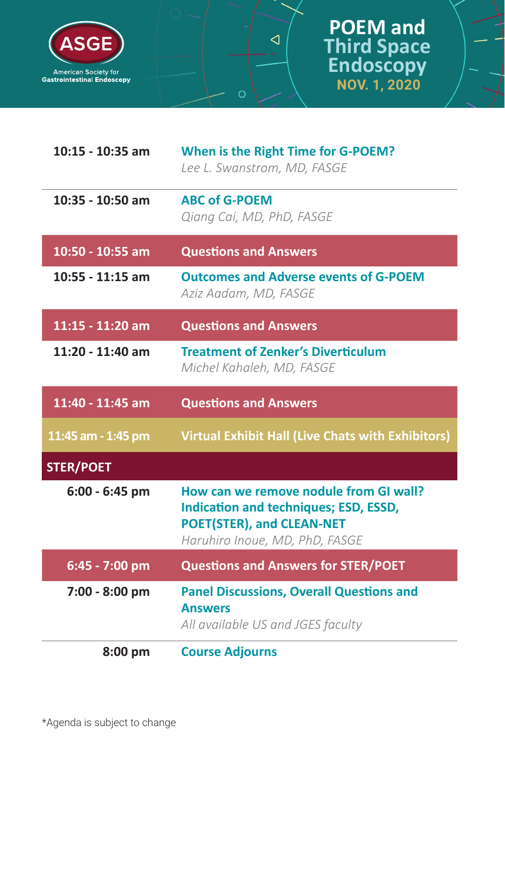# POEM and Third Space Endoscopy
**NOV. 1, 2020**

| Time | Session |
|---|---|
| **10:15 - 10:35 am** | **When is the Right Time for G-POEM?** *Lee L. Swanstrom, MD, FASGE* |
| **10:35 - 10:50 am** | **ABC of G-POEM** *Qiang Cai, MD, PhD, FASGE* |
| **10:50 - 10:55 am** | **Questions and Answers** |
| **10:55 - 11:15 am** | **Outcomes and Adverse events of G-POEM** *Aziz Aadam, MD, FASGE* |
| **11:15 - 11:20 am** | **Questions and Answers** |
| **11:20 - 11:40 am** | **Treatment of Zenker's Diverticulum** *Michel Kahaleh, MD, FASGE* |
| **11:40 - 11:45 am** | **Questions and Answers** |
| **11:45 am - 1:45 pm** | **Virtual Exhibit Hall (Live Chats with Exhibitors)** |
| **STER/POET** | |
| **6:00 - 6:45 pm** | **How can we remove nodule from GI wall? Indication and techniques; ESD, ESSD, POET(STER), and CLEAN-NET** *Haruhiro Inoue, MD, PhD, FASGE* |
| **6:45 - 7:00 pm** | **Questions and Answers for STER/POET** |
| **7:00 - 8:00 pm** | **Panel Discussions, Overall Questions and Answers** *All available US and JGES faculty* |
| **8:00 pm** | **Course Adjourns** |

*Agenda is subject to change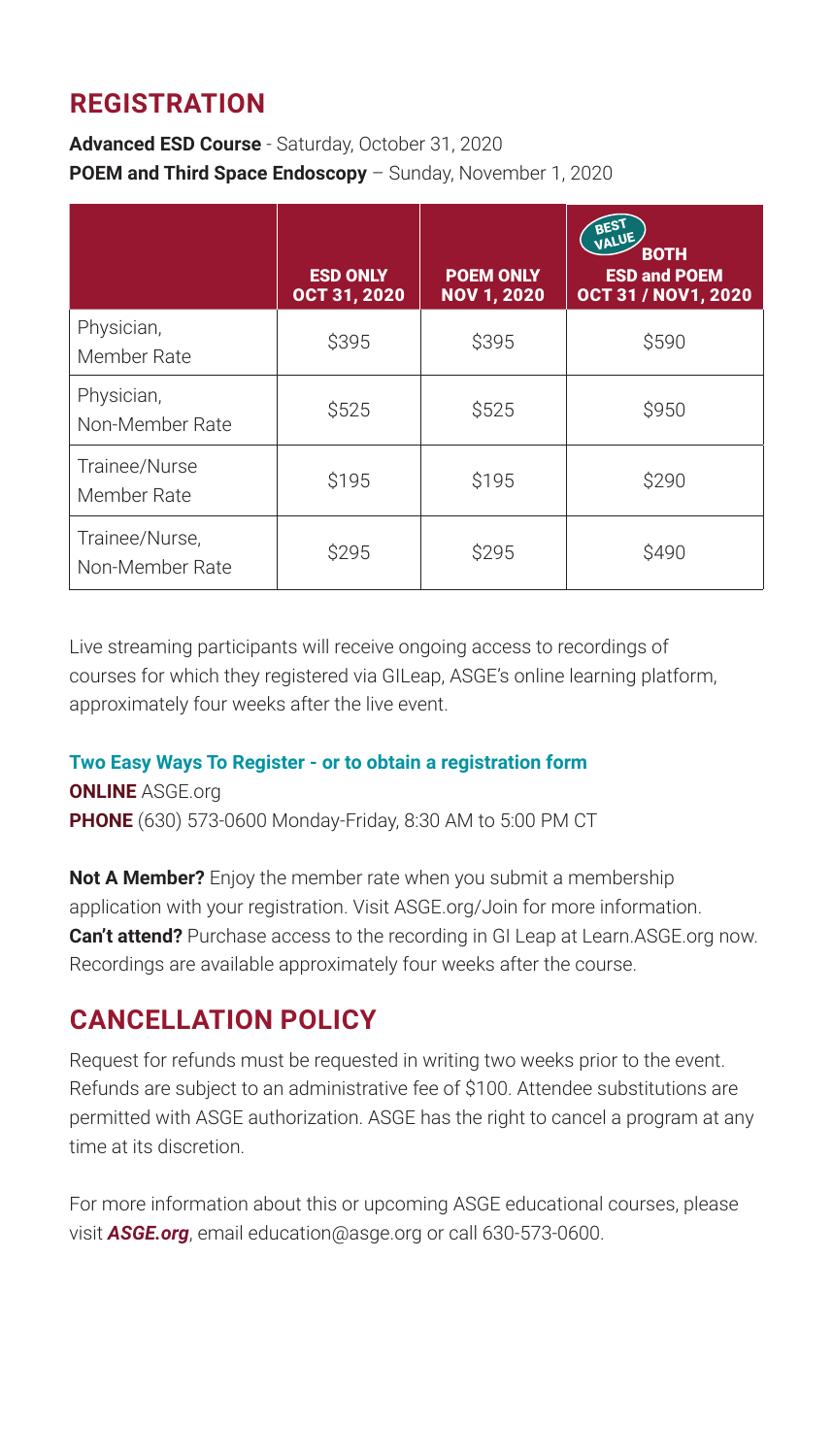## REGISTRATION

**Advanced ESD Course** - Saturday, October 31, 2020
**POEM and Third Space Endoscopy** – Sunday, November 1, 2020

| | ESD ONLY OCT 31, 2020 | POEM ONLY NOV 1, 2020 | BEST VALUE BOTH ESD and POEM OCT 31 / NOV1, 2020 |
|---|---|---|---|
| Physician, Member Rate | $395 | $395 | $590 |
| Physician, Non-Member Rate | $525 | $525 | $950 |
| Trainee/Nurse Member Rate | $195 | $195 | $290 |
| Trainee/Nurse, Non-Member Rate | $295 | $295 | $490 |

Live streaming participants will receive ongoing access to recordings of courses for which they registered via GILeap, ASGE's online learning platform, approximately four weeks after the live event.

**Two Easy Ways To Register - or to obtain a registration form**
**ONLINE** ASGE.org
**PHONE** (630) 573-0600 Monday-Friday, 8:30 AM to 5:00 PM CT

**Not A Member?** Enjoy the member rate when you submit a membership application with your registration. Visit ASGE.org/Join for more information.
**Can't attend?** Purchase access to the recording in GI Leap at Learn.ASGE.org now. Recordings are available approximately four weeks after the course.

## CANCELLATION POLICY

Request for refunds must be requested in writing two weeks prior to the event. Refunds are subject to an administrative fee of $100. Attendee substitutions are permitted with ASGE authorization. ASGE has the right to cancel a program at any time at its discretion.

For more information about this or upcoming ASGE educational courses, please visit ***ASGE.org***, email education@asge.org or call 630-573-0600.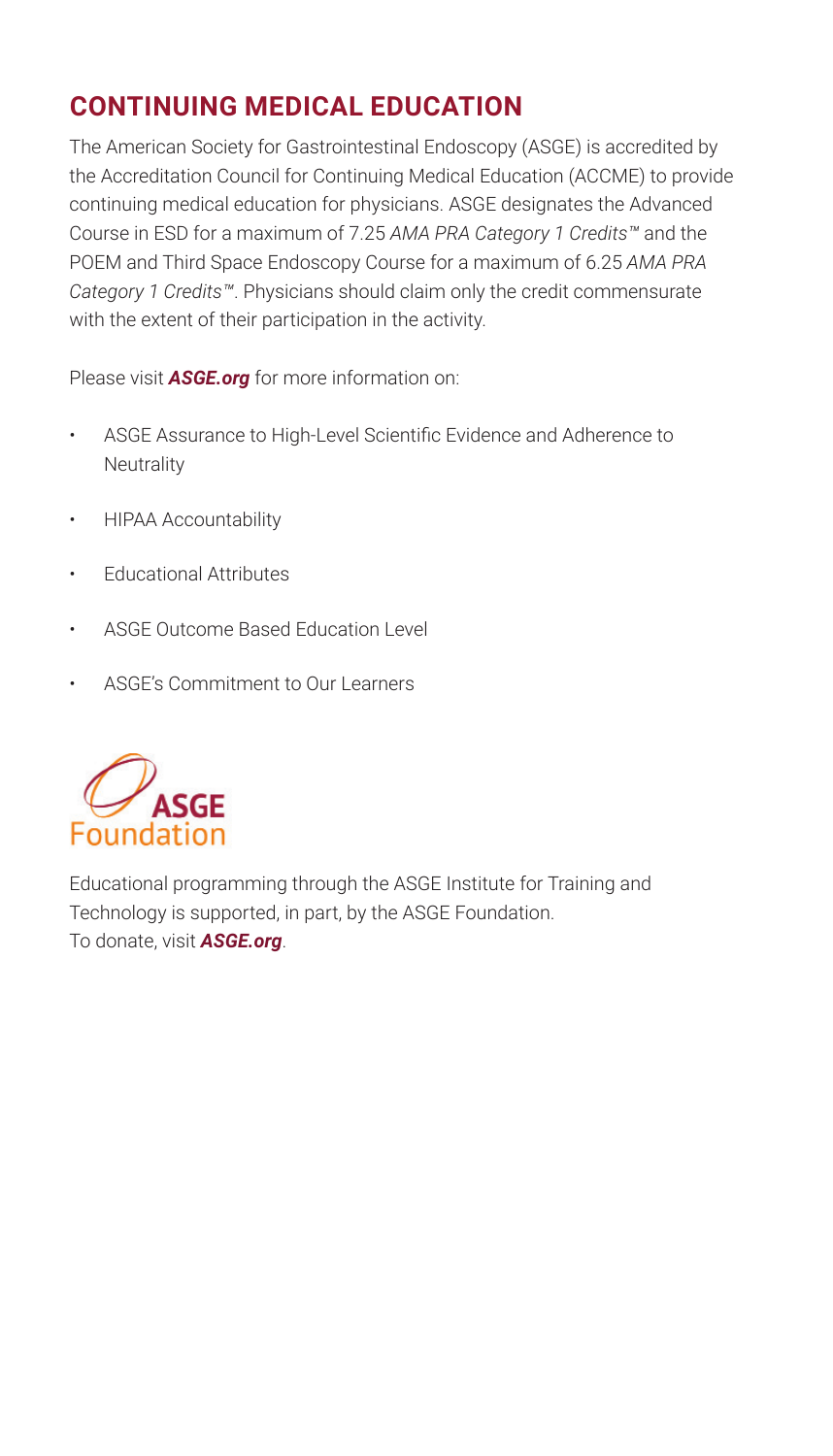## CONTINUING MEDICAL EDUCATION

The American Society for Gastrointestinal Endoscopy (ASGE) is accredited by the Accreditation Council for Continuing Medical Education (ACCME) to provide continuing medical education for physicians. ASGE designates the Advanced Course in ESD for a maximum of 7.25 *AMA PRA Category 1 Credits™* and the POEM and Third Space Endoscopy Course for a maximum of 6.25 *AMA PRA Category 1 Credits™*. Physicians should claim only the credit commensurate with the extent of their participation in the activity.

Please visit ***ASGE.org*** for more information on:

- ASGE Assurance to High-Level Scientific Evidence and Adherence to Neutrality
- HIPAA Accountability
- Educational Attributes
- ASGE Outcome Based Education Level
- ASGE's Commitment to Our Learners

ASGE Foundation

Educational programming through the ASGE Institute for Training and Technology is supported, in part, by the ASGE Foundation.
To donate, visit ***ASGE.org***.